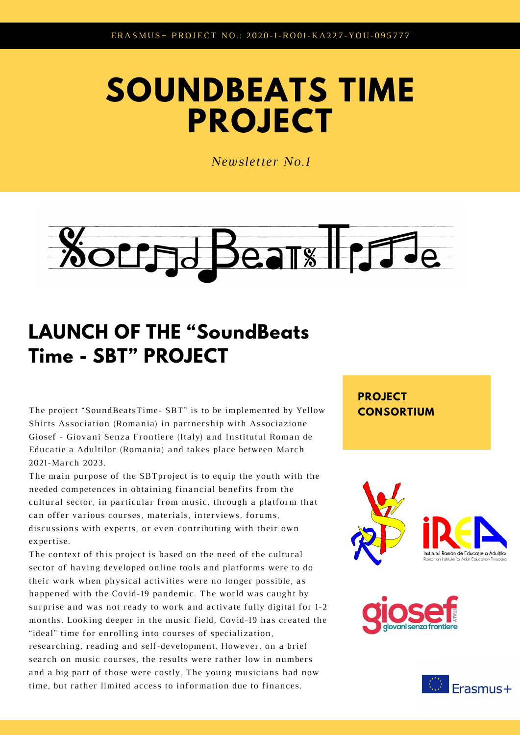ERASMUS+ PROJECT NO.: 2020-1-RO01-KA227-YOU-095777

# SOUNDBEATS TIME PROJECT

*Newsletter No.1*

## LAUNCH OF THE "SoundBeats Time - SBT" PROJECT

The project "SoundBeatsTime- SBT" is to be implemented by Yellow Shirts Association (Romania) in partnership with Associazione Giosef - Giovani Senza Frontiere (Italy) and Institutul Roman de Educatie a Adultilor (Romania) and takes place between March 2021-March 2023.

The main purpose of the SBTproject is to equip the youth with the needed competences in obtaining financial benefits from the cultural sector, in particular from music, through a platform that can offer various courses, materials, interviews, forums, discussions with experts, or even contributing with their own expertise.

The context of this project is based on the need of the cultural sector of having developed online tools and platforms were to do their work when physical activities were no longer possible, as happened with the Covid-19 pandemic. The world was caught by surprise and was not ready to work and activate fully digital for 1-2 months. Looking deeper in the music field, Covid-19 has created the "ideal" time for enrolling into courses of specialization, researching, reading and self-development. However, on a brief search on music courses, the results were rather low in numbers and a big part of those were costly. The young musicians had now time, but rather limited access to information due to finances.

### PROJECT CONSORTIUM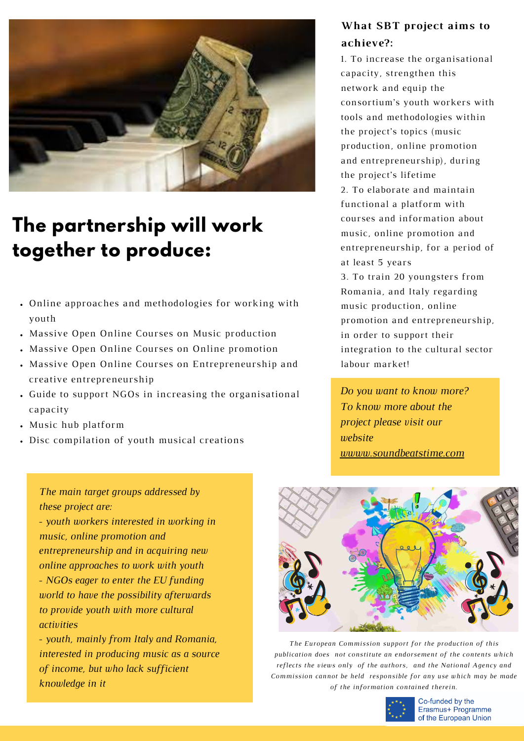## The partnership will work together to produce:

- Online approaches and methodologies for working with youth
- Massive Open Online Courses on Music production
- Massive Open Online Courses on Online promotion
- Massive Open Online Courses on Entrepreneurship and creative entrepreneurship
- Guide to support NGOs in increasing the organisational capacity
- Music hub platform
- Disc compilation of youth musical creations

*The main target groups addressed by these project are:*
*- youth workers interested in working in music, online promotion and entrepreneurship and in acquiring new online approaches to work with youth*
*- NGOs eager to enter the EU funding world to have the possibility afterwards to provide youth with more cultural activities*
*- youth, mainly from Italy and Romania, interested in producing music as a source of income, but who lack sufficient knowledge in it*

### What SBT project aims to achieve?:

1. To increase the organisational capacity, strengthen this network and equip the consortium's youth workers with tools and methodologies within the project's topics (music production, online promotion and entrepreneurship), during the project's lifetime
2. To elaborate and maintain functional a platform with courses and information about music, online promotion and entrepreneurship, for a period of at least 5 years
3. To train 20 youngsters from Romania, and Italy regarding music production, online promotion and entrepreneurship, in order to support their integration to the cultural sector labour market!

*Do you want to know more? To know more about the project please visit our website* [*wwww.soundbeatstime.com*](wwww.soundbeatstime.com)

*The European Commission support for the production of this publication does not constitute an endorsement of the contents which reflects the views only of the authors, and the National Agency and Commission cannot be held responsible for any use which may be made of the information contained therein.*

Co-funded by the Erasmus+ Programme of the European Union